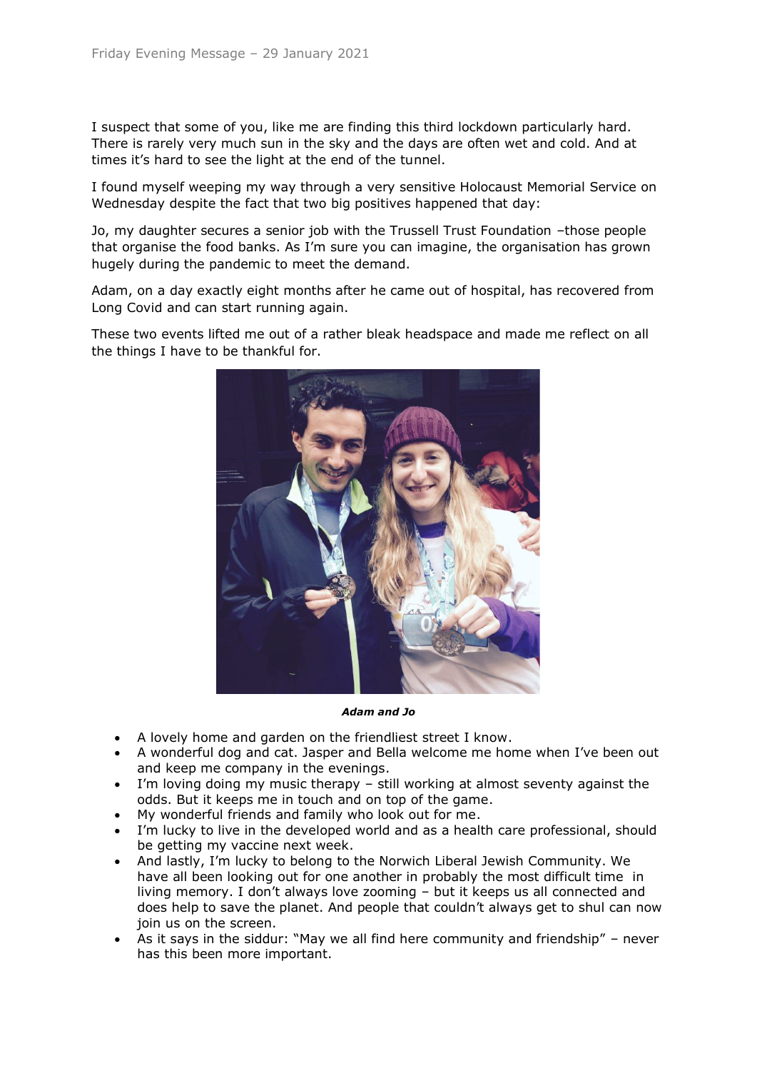Friday Evening Message – 29 January 2021

I suspect that some of you, like me are finding this third lockdown particularly hard. There is rarely very much sun in the sky and the days are often wet and cold. And at times it's hard to see the light at the end of the tunnel.

I found myself weeping my way through a very sensitive Holocaust Memorial Service on Wednesday despite the fact that two big positives happened that day:

Jo, my daughter secures a senior job with the Trussell Trust Foundation –those people that organise the food banks. As I'm sure you can imagine, the organisation has grown hugely during the pandemic to meet the demand.

Adam, on a day exactly eight months after he came out of hospital, has recovered from Long Covid and can start running again.

These two events lifted me out of a rather bleak headspace and made me reflect on all the things I have to be thankful for.

***Adam and Jo***

- A lovely home and garden on the friendliest street I know.
- A wonderful dog and cat. Jasper and Bella welcome me home when I've been out and keep me company in the evenings.
- I'm loving doing my music therapy – still working at almost seventy against the odds. But it keeps me in touch and on top of the game.
- My wonderful friends and family who look out for me.
- I'm lucky to live in the developed world and as a health care professional, should be getting my vaccine next week.
- And lastly, I'm lucky to belong to the Norwich Liberal Jewish Community. We have all been looking out for one another in probably the most difficult time in living memory. I don't always love zooming – but it keeps us all connected and does help to save the planet. And people that couldn't always get to shul can now join us on the screen.
- As it says in the siddur: "May we all find here community and friendship" – never has this been more important.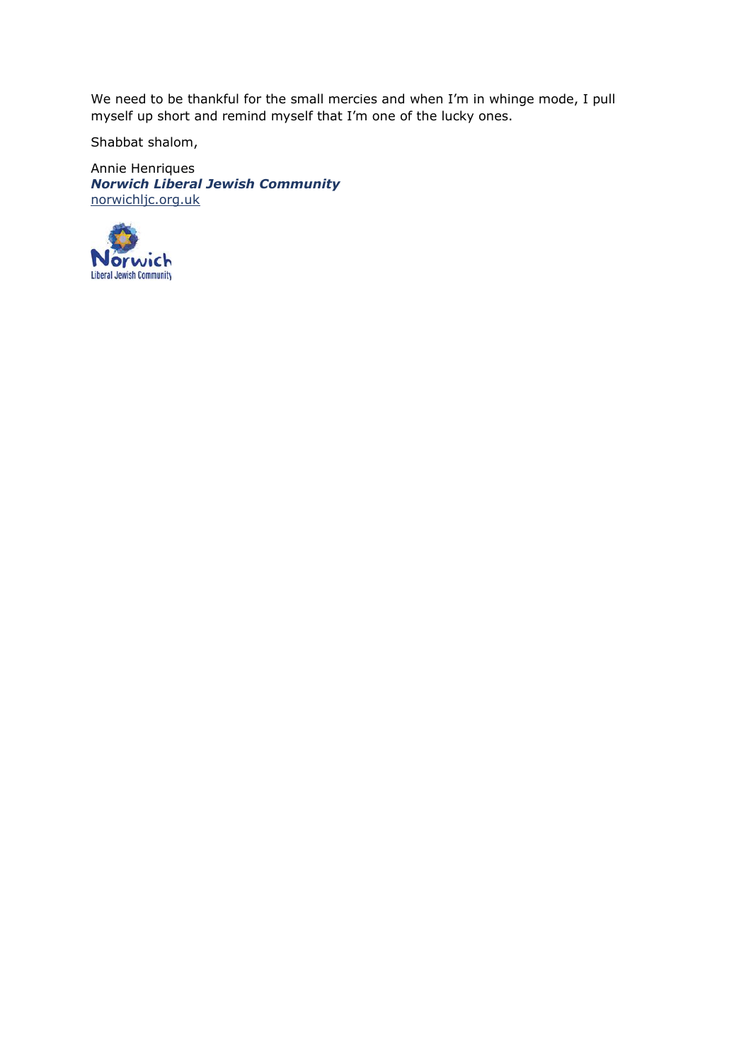We need to be thankful for the small mercies and when I'm in whinge mode, I pull myself up short and remind myself that I'm one of the lucky ones.

Shabbat shalom,

Annie Henriques
***Norwich Liberal Jewish Community***
norwichljc.org.uk